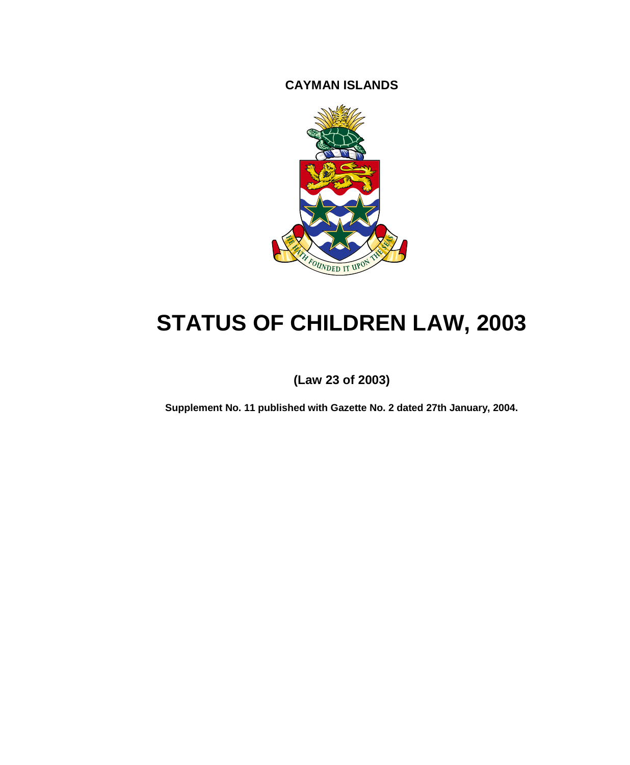**CAYMAN ISLANDS**

# STATUS OF CHILDREN LAW, 2003

**(Law 23 of 2003)**

**Supplement No. 11 published with Gazette No. 2 dated 27th January, 2004.**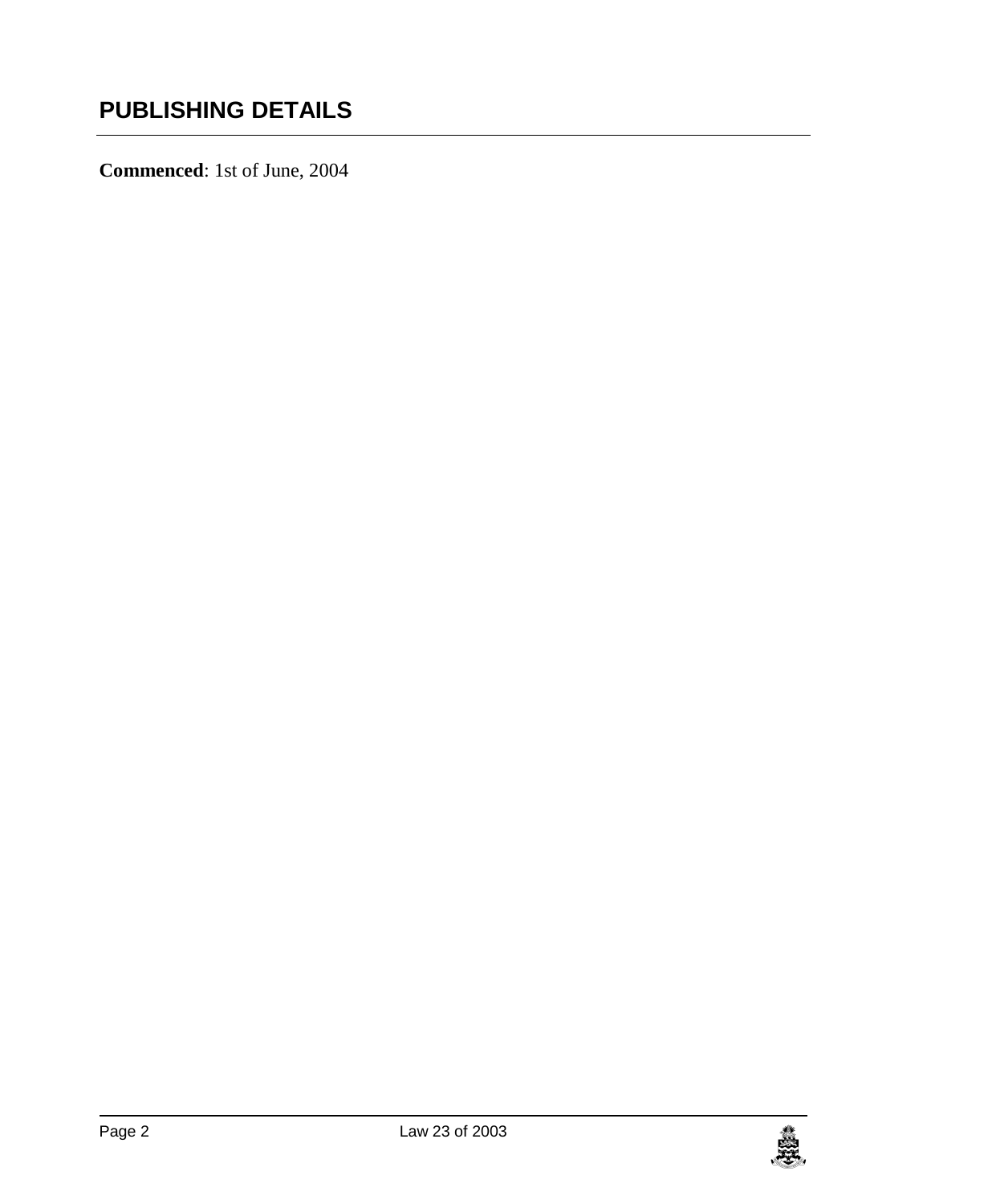## PUBLISHING DETAILS

**Commenced**: 1st of June, 2004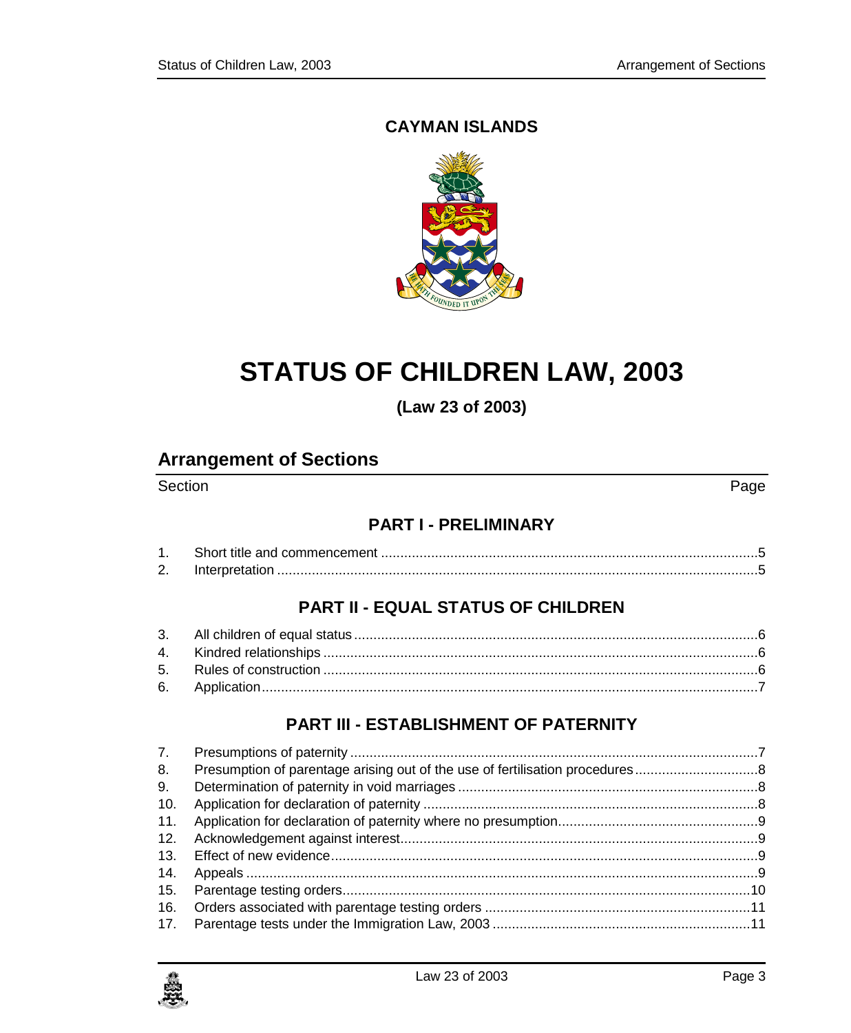**CAYMAN ISLANDS**

# STATUS OF CHILDREN LAW, 2003

**(Law 23 of 2003)**

## Arrangement of Sections

| Section | | Page |
|---|---|---|

### PART I - PRELIMINARY

| | | |
|---|---|---|
| 1. | Short title and commencement | 5 |
| 2. | Interpretation | 5 |

### PART II - EQUAL STATUS OF CHILDREN

| | | |
|---|---|---|
| 3. | All children of equal status | 6 |
| 4. | Kindred relationships | 6 |
| 5. | Rules of construction | 6 |
| 6. | Application | 7 |

### PART III - ESTABLISHMENT OF PATERNITY

| | | |
|---|---|---|
| 7. | Presumptions of paternity | 7 |
| 8. | Presumption of parentage arising out of the use of fertilisation procedures | 8 |
| 9. | Determination of paternity in void marriages | 8 |
| 10. | Application for declaration of paternity | 8 |
| 11. | Application for declaration of paternity where no presumption | 9 |
| 12. | Acknowledgement against interest | 9 |
| 13. | Effect of new evidence | 9 |
| 14. | Appeals | 9 |
| 15. | Parentage testing orders | 10 |
| 16. | Orders associated with parentage testing orders | 11 |
| 17. | Parentage tests under the Immigration Law, 2003 | 11 |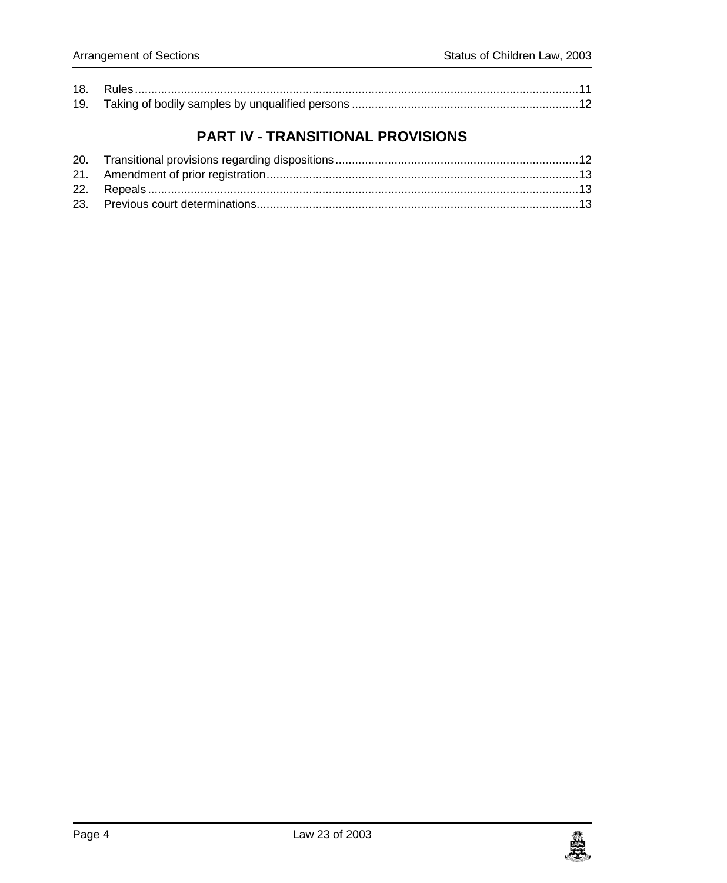18. Rules.......................................................................................................................................11
19. Taking of bodily samples by unqualified persons .....................................................................12

## PART IV - TRANSITIONAL PROVISIONS

20. Transitional provisions regarding dispositions.........................................................................12
21. Amendment of prior registration..............................................................................................13
22. Repeals......................................................................................................................................13
23. Previous court determinations..................................................................................................13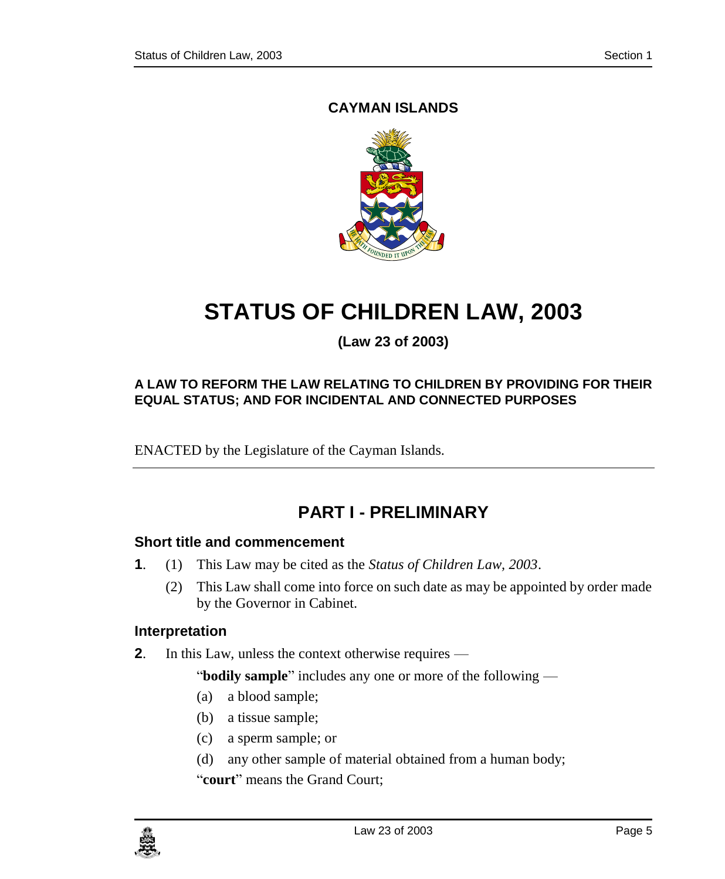**CAYMAN ISLANDS**

# STATUS OF CHILDREN LAW, 2003

**(Law 23 of 2003)**

**A LAW TO REFORM THE LAW RELATING TO CHILDREN BY PROVIDING FOR THEIR EQUAL STATUS; AND FOR INCIDENTAL AND CONNECTED PURPOSES**

ENACTED by the Legislature of the Cayman Islands.

## PART I - PRELIMINARY

### Short title and commencement

**1**. (1) This Law may be cited as the *Status of Children Law, 2003*.

(2) This Law shall come into force on such date as may be appointed by order made by the Governor in Cabinet.

### Interpretation

**2**. In this Law, unless the context otherwise requires —

"**bodily sample**" includes any one or more of the following —

(a) a blood sample;

(b) a tissue sample;

(c) a sperm sample; or

(d) any other sample of material obtained from a human body;

"**court**" means the Grand Court;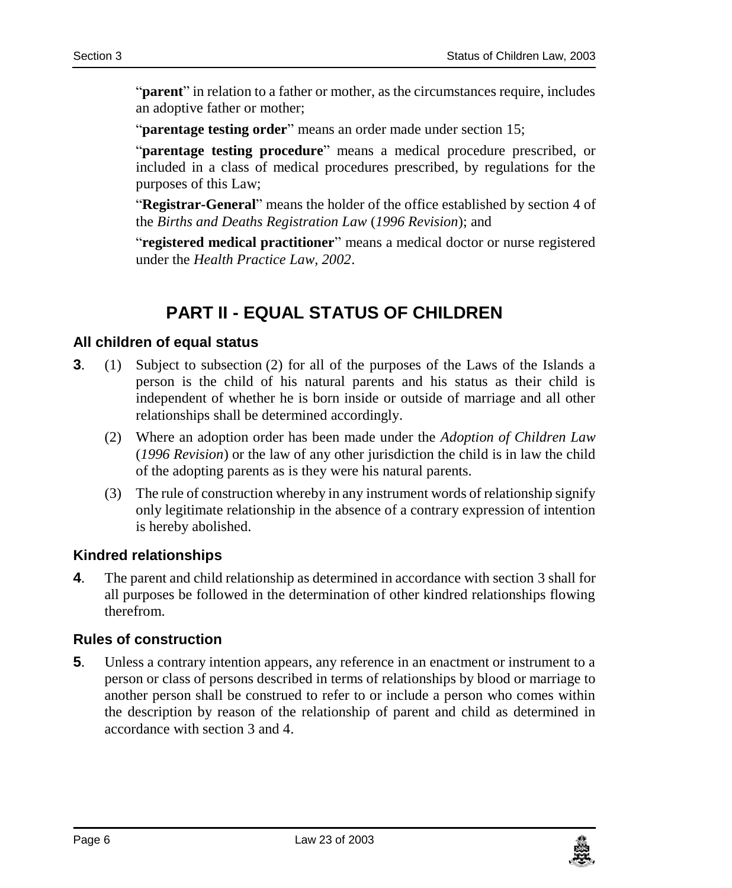"**parent**" in relation to a father or mother, as the circumstances require, includes an adoptive father or mother;

"**parentage testing order**" means an order made under section 15;

"**parentage testing procedure**" means a medical procedure prescribed, or included in a class of medical procedures prescribed, by regulations for the purposes of this Law;

"**Registrar-General**" means the holder of the office established by section 4 of the *Births and Deaths Registration Law* (*1996 Revision*); and

"**registered medical practitioner**" means a medical doctor or nurse registered under the *Health Practice Law, 2002*.

# PART II - EQUAL STATUS OF CHILDREN

### All children of equal status

**3**. (1) Subject to subsection (2) for all of the purposes of the Laws of the Islands a person is the child of his natural parents and his status as their child is independent of whether he is born inside or outside of marriage and all other relationships shall be determined accordingly.

(2) Where an adoption order has been made under the *Adoption of Children Law* (*1996 Revision*) or the law of any other jurisdiction the child is in law the child of the adopting parents as is they were his natural parents.

(3) The rule of construction whereby in any instrument words of relationship signify only legitimate relationship in the absence of a contrary expression of intention is hereby abolished.

### Kindred relationships

**4**. The parent and child relationship as determined in accordance with section 3 shall for all purposes be followed in the determination of other kindred relationships flowing therefrom.

### Rules of construction

**5**. Unless a contrary intention appears, any reference in an enactment or instrument to a person or class of persons described in terms of relationships by blood or marriage to another person shall be construed to refer to or include a person who comes within the description by reason of the relationship of parent and child as determined in accordance with section 3 and 4.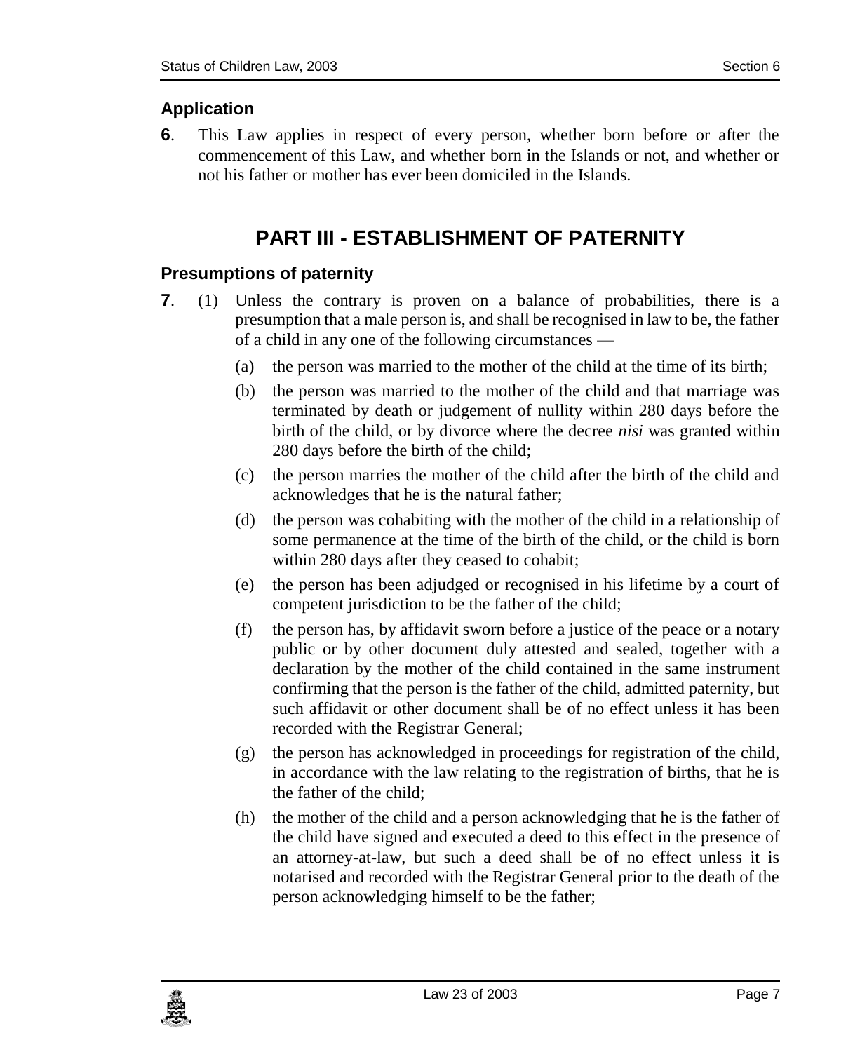### Application

**6**. This Law applies in respect of every person, whether born before or after the commencement of this Law, and whether born in the Islands or not, and whether or not his father or mother has ever been domiciled in the Islands.

## PART III - ESTABLISHMENT OF PATERNITY

### Presumptions of paternity

**7**. (1) Unless the contrary is proven on a balance of probabilities, there is a presumption that a male person is, and shall be recognised in law to be, the father of a child in any one of the following circumstances —

- (a) the person was married to the mother of the child at the time of its birth;
- (b) the person was married to the mother of the child and that marriage was terminated by death or judgement of nullity within 280 days before the birth of the child, or by divorce where the decree *nisi* was granted within 280 days before the birth of the child;
- (c) the person marries the mother of the child after the birth of the child and acknowledges that he is the natural father;
- (d) the person was cohabiting with the mother of the child in a relationship of some permanence at the time of the birth of the child, or the child is born within 280 days after they ceased to cohabit;
- (e) the person has been adjudged or recognised in his lifetime by a court of competent jurisdiction to be the father of the child;
- (f) the person has, by affidavit sworn before a justice of the peace or a notary public or by other document duly attested and sealed, together with a declaration by the mother of the child contained in the same instrument confirming that the person is the father of the child, admitted paternity, but such affidavit or other document shall be of no effect unless it has been recorded with the Registrar General;
- (g) the person has acknowledged in proceedings for registration of the child, in accordance with the law relating to the registration of births, that he is the father of the child;
- (h) the mother of the child and a person acknowledging that he is the father of the child have signed and executed a deed to this effect in the presence of an attorney-at-law, but such a deed shall be of no effect unless it is notarised and recorded with the Registrar General prior to the death of the person acknowledging himself to be the father;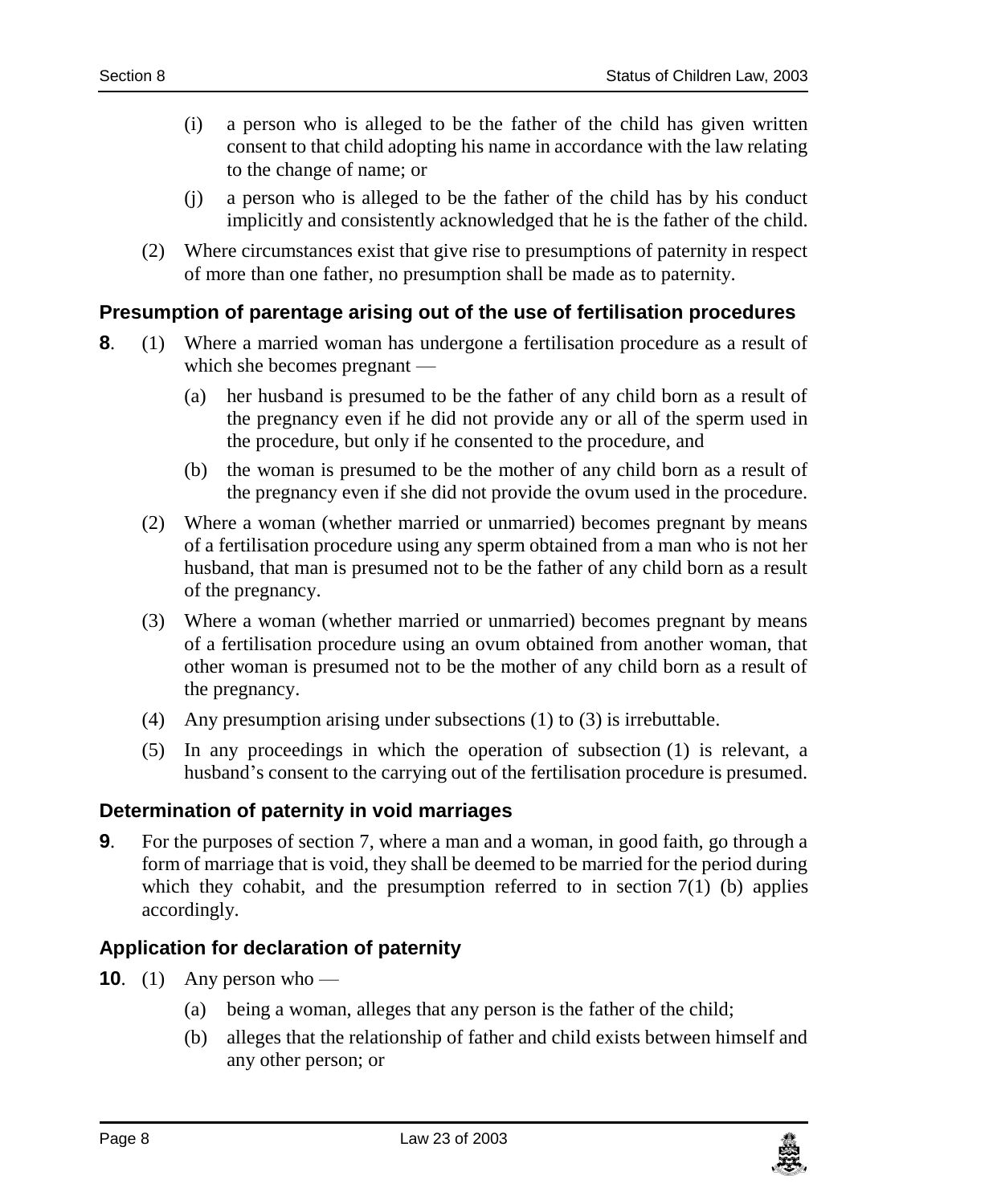(i) a person who is alleged to be the father of the child has given written consent to that child adopting his name in accordance with the law relating to the change of name; or

(j) a person who is alleged to be the father of the child has by his conduct implicitly and consistently acknowledged that he is the father of the child.

(2) Where circumstances exist that give rise to presumptions of paternity in respect of more than one father, no presumption shall be made as to paternity.

### Presumption of parentage arising out of the use of fertilisation procedures

**8**. (1) Where a married woman has undergone a fertilisation procedure as a result of which she becomes pregnant —

(a) her husband is presumed to be the father of any child born as a result of the pregnancy even if he did not provide any or all of the sperm used in the procedure, but only if he consented to the procedure, and

(b) the woman is presumed to be the mother of any child born as a result of the pregnancy even if she did not provide the ovum used in the procedure.

(2) Where a woman (whether married or unmarried) becomes pregnant by means of a fertilisation procedure using any sperm obtained from a man who is not her husband, that man is presumed not to be the father of any child born as a result of the pregnancy.

(3) Where a woman (whether married or unmarried) becomes pregnant by means of a fertilisation procedure using an ovum obtained from another woman, that other woman is presumed not to be the mother of any child born as a result of the pregnancy.

(4) Any presumption arising under subsections (1) to (3) is irrebuttable.

(5) In any proceedings in which the operation of subsection (1) is relevant, a husband's consent to the carrying out of the fertilisation procedure is presumed.

### Determination of paternity in void marriages

**9**. For the purposes of section 7, where a man and a woman, in good faith, go through a form of marriage that is void, they shall be deemed to be married for the period during which they cohabit, and the presumption referred to in section 7(1) (b) applies accordingly.

### Application for declaration of paternity

**10**. (1) Any person who —

(a) being a woman, alleges that any person is the father of the child;

(b) alleges that the relationship of father and child exists between himself and any other person; or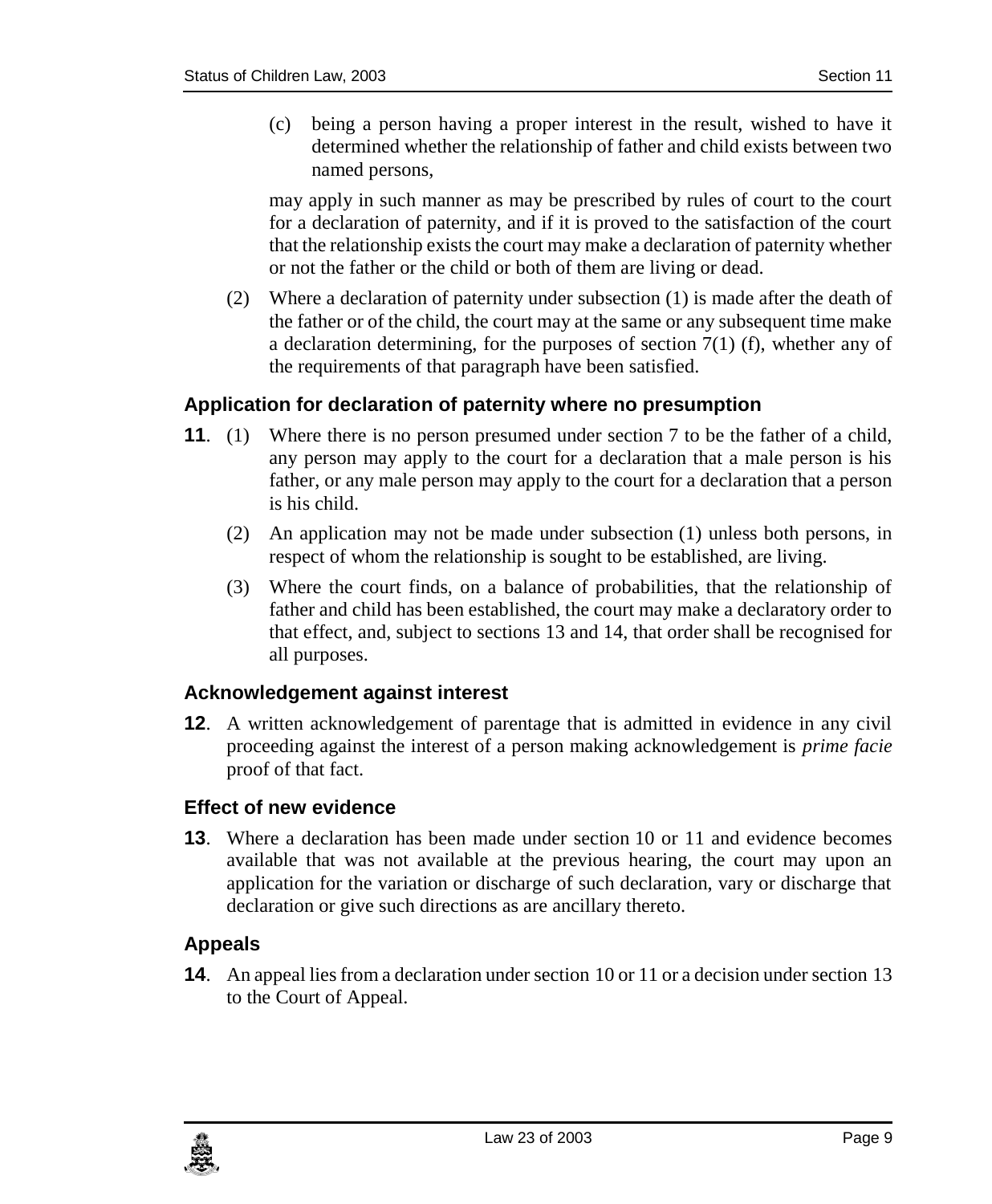(c) being a person having a proper interest in the result, wished to have it determined whether the relationship of father and child exists between two named persons,

may apply in such manner as may be prescribed by rules of court to the court for a declaration of paternity, and if it is proved to the satisfaction of the court that the relationship exists the court may make a declaration of paternity whether or not the father or the child or both of them are living or dead.

(2) Where a declaration of paternity under subsection (1) is made after the death of the father or of the child, the court may at the same or any subsequent time make a declaration determining, for the purposes of section 7(1) (f), whether any of the requirements of that paragraph have been satisfied.

### Application for declaration of paternity where no presumption

**11**. (1) Where there is no person presumed under section 7 to be the father of a child, any person may apply to the court for a declaration that a male person is his father, or any male person may apply to the court for a declaration that a person is his child.

(2) An application may not be made under subsection (1) unless both persons, in respect of whom the relationship is sought to be established, are living.

(3) Where the court finds, on a balance of probabilities, that the relationship of father and child has been established, the court may make a declaratory order to that effect, and, subject to sections 13 and 14, that order shall be recognised for all purposes.

### Acknowledgement against interest

**12**. A written acknowledgement of parentage that is admitted in evidence in any civil proceeding against the interest of a person making acknowledgement is *prime facie* proof of that fact.

### Effect of new evidence

**13**. Where a declaration has been made under section 10 or 11 and evidence becomes available that was not available at the previous hearing, the court may upon an application for the variation or discharge of such declaration, vary or discharge that declaration or give such directions as are ancillary thereto.

### Appeals

**14**. An appeal lies from a declaration under section 10 or 11 or a decision under section 13 to the Court of Appeal.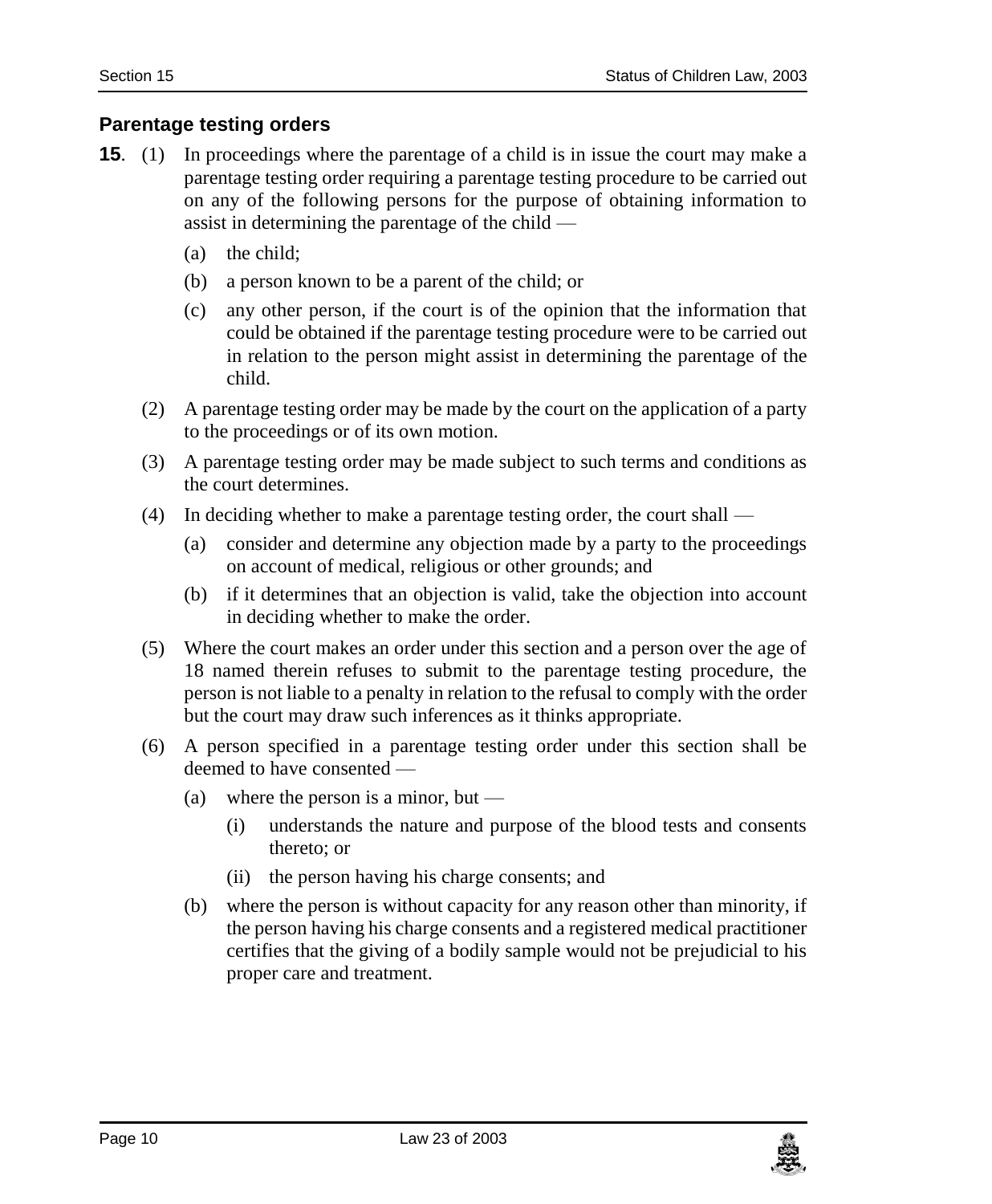## Parentage testing orders

**15**. (1) In proceedings where the parentage of a child is in issue the court may make a parentage testing order requiring a parentage testing procedure to be carried out on any of the following persons for the purpose of obtaining information to assist in determining the parentage of the child —

(a) the child;

(b) a person known to be a parent of the child; or

(c) any other person, if the court is of the opinion that the information that could be obtained if the parentage testing procedure were to be carried out in relation to the person might assist in determining the parentage of the child.

(2) A parentage testing order may be made by the court on the application of a party to the proceedings or of its own motion.

(3) A parentage testing order may be made subject to such terms and conditions as the court determines.

(4) In deciding whether to make a parentage testing order, the court shall —

(a) consider and determine any objection made by a party to the proceedings on account of medical, religious or other grounds; and

(b) if it determines that an objection is valid, take the objection into account in deciding whether to make the order.

(5) Where the court makes an order under this section and a person over the age of 18 named therein refuses to submit to the parentage testing procedure, the person is not liable to a penalty in relation to the refusal to comply with the order but the court may draw such inferences as it thinks appropriate.

(6) A person specified in a parentage testing order under this section shall be deemed to have consented —

(a) where the person is a minor, but —

(i) understands the nature and purpose of the blood tests and consents thereto; or

(ii) the person having his charge consents; and

(b) where the person is without capacity for any reason other than minority, if the person having his charge consents and a registered medical practitioner certifies that the giving of a bodily sample would not be prejudicial to his proper care and treatment.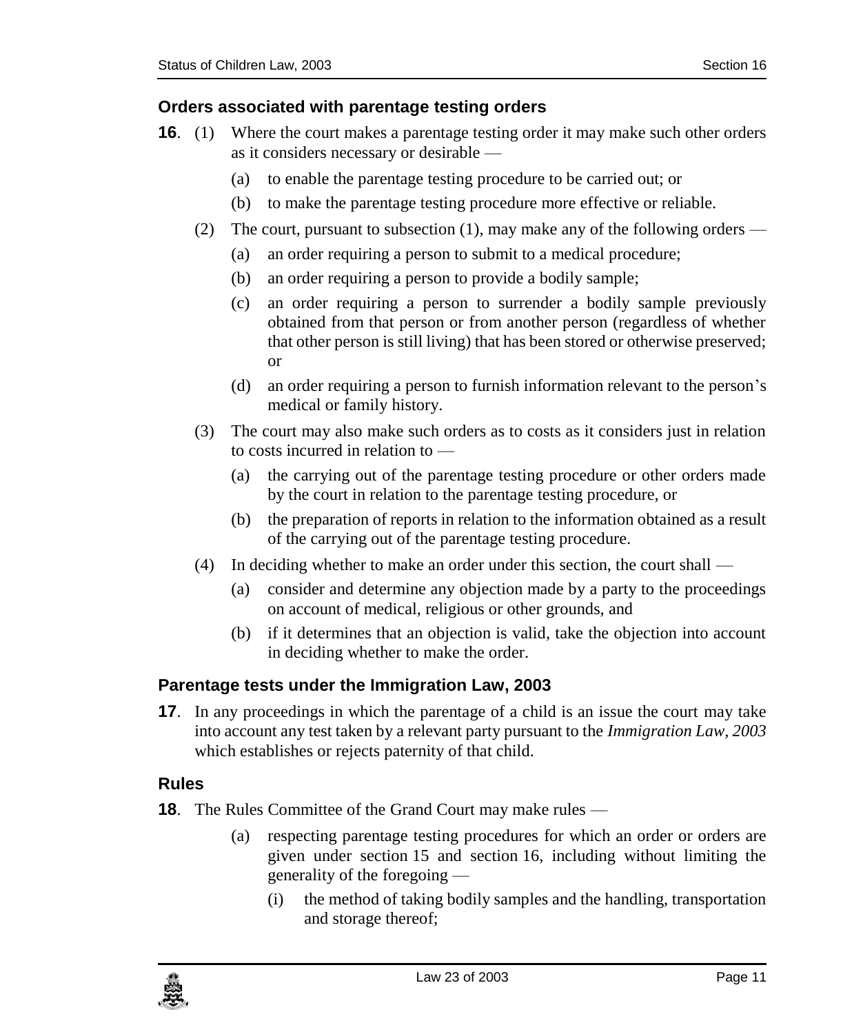## Orders associated with parentage testing orders

**16**. (1) Where the court makes a parentage testing order it may make such other orders as it considers necessary or desirable —

(a) to enable the parentage testing procedure to be carried out; or

(b) to make the parentage testing procedure more effective or reliable.

(2) The court, pursuant to subsection (1), may make any of the following orders —

(a) an order requiring a person to submit to a medical procedure;

(b) an order requiring a person to provide a bodily sample;

(c) an order requiring a person to surrender a bodily sample previously obtained from that person or from another person (regardless of whether that other person is still living) that has been stored or otherwise preserved; or

(d) an order requiring a person to furnish information relevant to the person's medical or family history.

(3) The court may also make such orders as to costs as it considers just in relation to costs incurred in relation to —

(a) the carrying out of the parentage testing procedure or other orders made by the court in relation to the parentage testing procedure, or

(b) the preparation of reports in relation to the information obtained as a result of the carrying out of the parentage testing procedure.

(4) In deciding whether to make an order under this section, the court shall —

(a) consider and determine any objection made by a party to the proceedings on account of medical, religious or other grounds, and

(b) if it determines that an objection is valid, take the objection into account in deciding whether to make the order.

## Parentage tests under the Immigration Law, 2003

**17**. In any proceedings in which the parentage of a child is an issue the court may take into account any test taken by a relevant party pursuant to the *Immigration Law, 2003* which establishes or rejects paternity of that child.

## Rules

**18**. The Rules Committee of the Grand Court may make rules —

(a) respecting parentage testing procedures for which an order or orders are given under section 15 and section 16, including without limiting the generality of the foregoing —

(i) the method of taking bodily samples and the handling, transportation and storage thereof;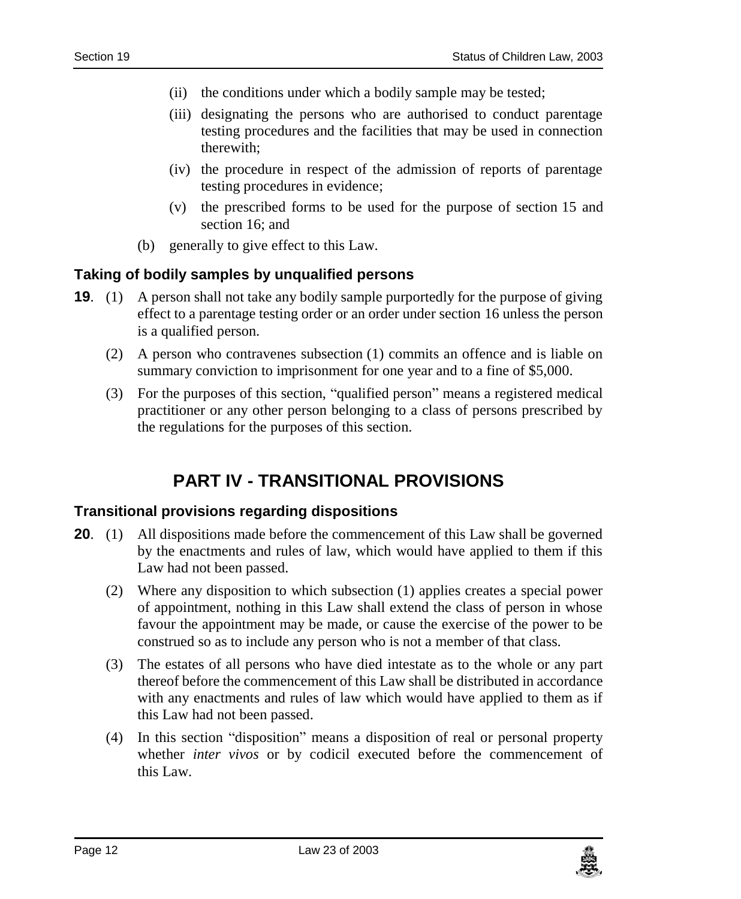(ii) the conditions under which a bodily sample may be tested;

(iii) designating the persons who are authorised to conduct parentage testing procedures and the facilities that may be used in connection therewith;

(iv) the procedure in respect of the admission of reports of parentage testing procedures in evidence;

(v) the prescribed forms to be used for the purpose of section 15 and section 16; and

(b) generally to give effect to this Law.

### Taking of bodily samples by unqualified persons

**19**. (1) A person shall not take any bodily sample purportedly for the purpose of giving effect to a parentage testing order or an order under section 16 unless the person is a qualified person.

(2) A person who contravenes subsection (1) commits an offence and is liable on summary conviction to imprisonment for one year and to a fine of $5,000.

(3) For the purposes of this section, "qualified person" means a registered medical practitioner or any other person belonging to a class of persons prescribed by the regulations for the purposes of this section.

## PART IV - TRANSITIONAL PROVISIONS

### Transitional provisions regarding dispositions

**20**. (1) All dispositions made before the commencement of this Law shall be governed by the enactments and rules of law, which would have applied to them if this Law had not been passed.

(2) Where any disposition to which subsection (1) applies creates a special power of appointment, nothing in this Law shall extend the class of person in whose favour the appointment may be made, or cause the exercise of the power to be construed so as to include any person who is not a member of that class.

(3) The estates of all persons who have died intestate as to the whole or any part thereof before the commencement of this Law shall be distributed in accordance with any enactments and rules of law which would have applied to them as if this Law had not been passed.

(4) In this section "disposition" means a disposition of real or personal property whether *inter vivos* or by codicil executed before the commencement of this Law.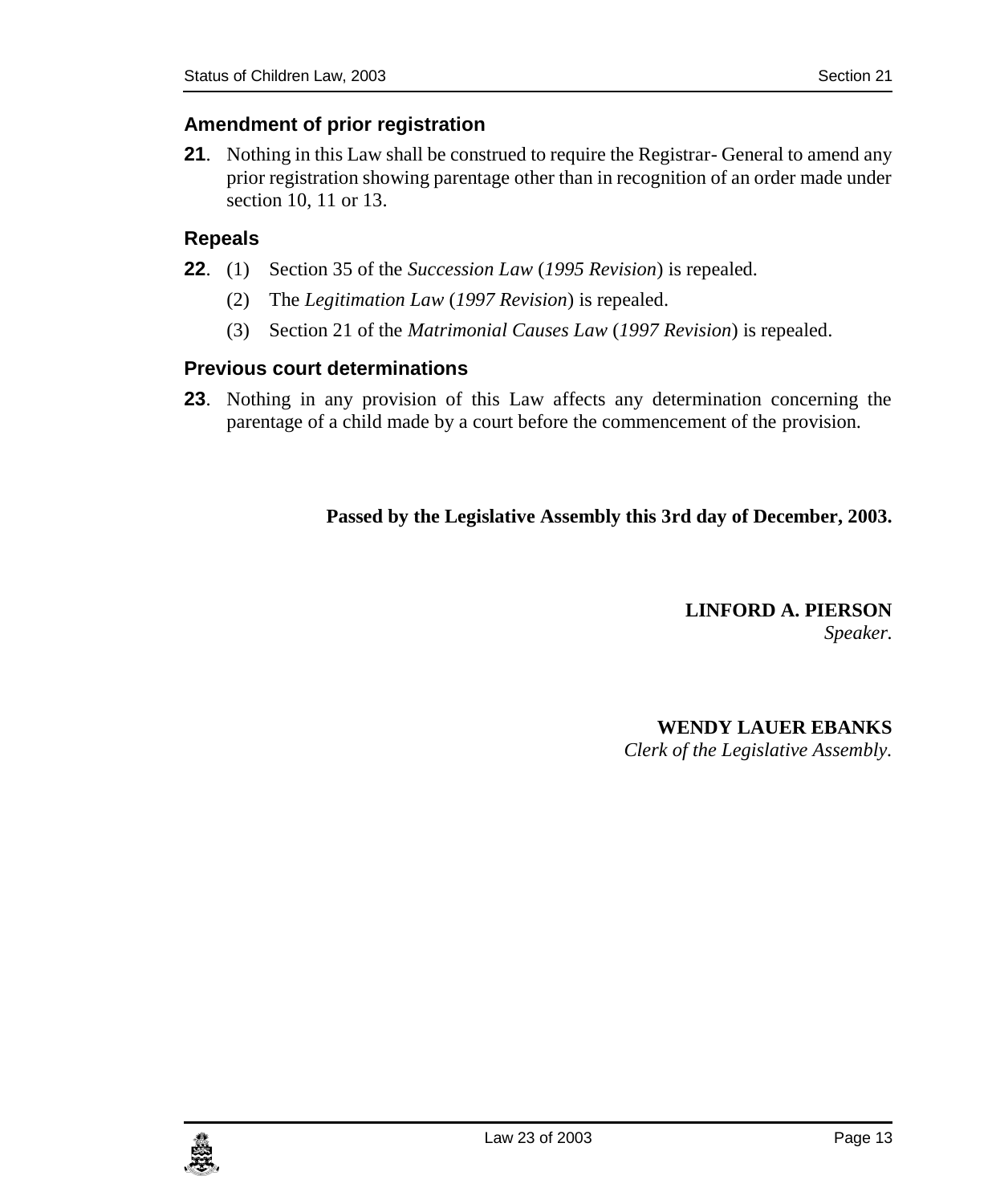## Amendment of prior registration

**21**. Nothing in this Law shall be construed to require the Registrar- General to amend any prior registration showing parentage other than in recognition of an order made under section 10, 11 or 13.

## Repeals

**22**. (1) Section 35 of the *Succession Law* (*1995 Revision*) is repealed.

(2) The *Legitimation Law* (*1997 Revision*) is repealed.

(3) Section 21 of the *Matrimonial Causes Law* (*1997 Revision*) is repealed.

## Previous court determinations

**23**. Nothing in any provision of this Law affects any determination concerning the parentage of a child made by a court before the commencement of the provision.

**Passed by the Legislative Assembly this 3rd day of December, 2003.**

**LINFORD A. PIERSON**
*Speaker.*

**WENDY LAUER EBANKS**
*Clerk of the Legislative Assembly.*